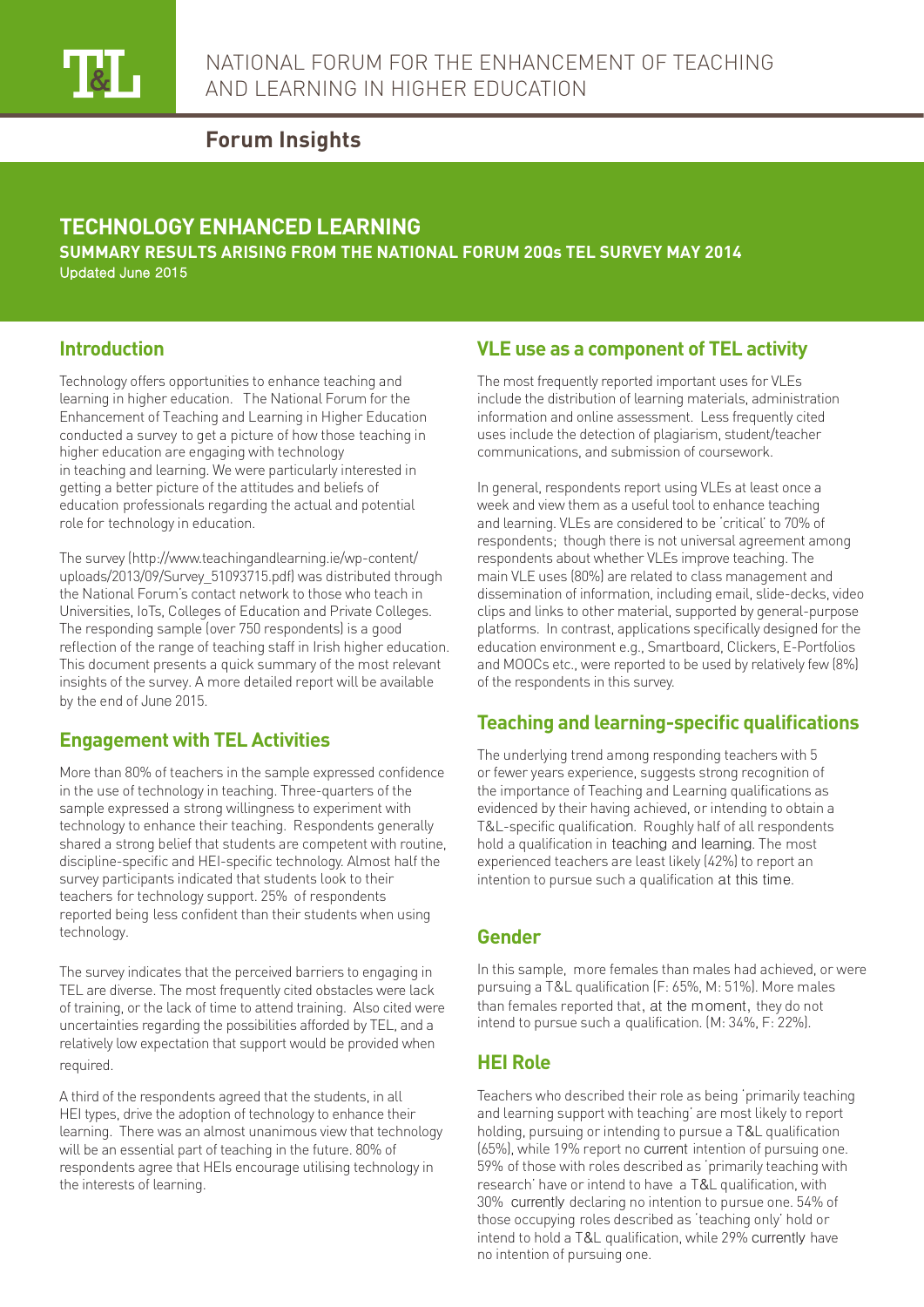# NATIONAL FORUM FOR THE ENHANCEMENT OF TEACHING AND LEARNING IN HIGHER EDUCATION

**Forum Insights**

## TECHNOLOGY ENHANCED LEARNING

### SUMMARY RESULTS ARISING FROM THE NATIONAL FORUM 20Qs TEL SURVEY MAY 2014

Updated June 2015

## Introduction

Technology offers opportunities to enhance teaching and learning in higher education. The National Forum for the Enhancement of Teaching and Learning in Higher Education conducted a survey to get a picture of how those teaching in higher education are engaging with technology in teaching and learning. We were particularly interested in getting a better picture of the attitudes and beliefs of education professionals regarding the actual and potential role for technology in education.

The survey (http://www.teachingandlearning.ie/wp-content/uploads/2013/09/Survey_51093715.pdf) was distributed through the National Forum's contact network to those who teach in Universities, IoTs, Colleges of Education and Private Colleges. The responding sample (over 750 respondents) is a good reflection of the range of teaching staff in Irish higher education. This document presents a quick summary of the most relevant insights of the survey. A more detailed report will be available by the end of June 2015.

## Engagement with TEL Activities

More than 80% of teachers in the sample expressed confidence in the use of technology in teaching. Three-quarters of the sample expressed a strong willingness to experiment with technology to enhance their teaching. Respondents generally shared a strong belief that students are competent with routine, discipline-specific and HEI-specific technology. Almost half the survey participants indicated that students look to their teachers for technology support. 25% of respondents reported being less confident than their students when using technology.

The survey indicates that the perceived barriers to engaging in TEL are diverse. The most frequently cited obstacles were lack of training, or the lack of time to attend training. Also cited were uncertainties regarding the possibilities afforded by TEL, and a relatively low expectation that support would be provided when required.

A third of the respondents agreed that the students, in all HEI types, drive the adoption of technology to enhance their learning. There was an almost unanimous view that technology will be an essential part of teaching in the future. 80% of respondents agree that HEIs encourage utilising technology in the interests of learning.

## VLE use as a component of TEL activity

The most frequently reported important uses for VLEs include the distribution of learning materials, administration information and online assessment. Less frequently cited uses include the detection of plagiarism, student/teacher communications, and submission of coursework.

In general, respondents report using VLEs at least once a week and view them as a useful tool to enhance teaching and learning. VLEs are considered to be 'critical' to 70% of respondents; though there is not universal agreement among respondents about whether VLEs improve teaching. The main VLE uses (80%) are related to class management and dissemination of information, including email, slide-decks, video clips and links to other material, supported by general-purpose platforms. In contrast, applications specifically designed for the education environment e.g., Smartboard, Clickers, E-Portfolios and MOOCs etc., were reported to be used by relatively few (8%) of the respondents in this survey.

## Teaching and learning-specific qualifications

The underlying trend among responding teachers with 5 or fewer years experience, suggests strong recognition of the importance of Teaching and Learning qualifications as evidenced by their having achieved, or intending to obtain a T&L-specific qualification. Roughly half of all respondents hold a qualification in teaching and learning. The most experienced teachers are least likely (42%) to report an intention to pursue such a qualification at this time.

## Gender

In this sample, more females than males had achieved, or were pursuing a T&L qualification (F: 65%, M: 51%). More males than females reported that, at the moment, they do not intend to pursue such a qualification. (M: 34%, F: 22%).

## HEI Role

Teachers who described their role as being 'primarily teaching and learning support with teaching' are most likely to report holding, pursuing or intending to pursue a T&L qualification (65%), while 19% report no current intention of pursuing one. 59% of those with roles described as 'primarily teaching with research' have or intend to have a T&L qualification, with 30% currently declaring no intention to pursue one. 54% of those occupying roles described as 'teaching only' hold or intend to hold a T&L qualification, while 29% currently have no intention of pursuing one.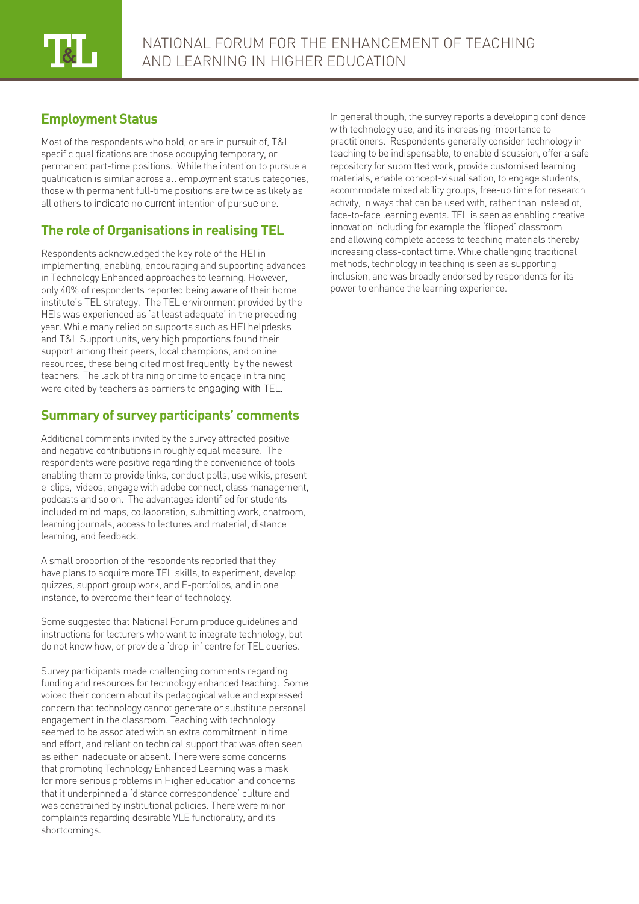## Employment Status

Most of the respondents who hold, or are in pursuit of, T&L specific qualifications are those occupying temporary, or permanent part-time positions. While the intention to pursue a qualification is similar across all employment status categories, those with permanent full-time positions are twice as likely as all others to indicate no current intention of pursue one.

## The role of Organisations in realising TEL

Respondents acknowledged the key role of the HEI in implementing, enabling, encouraging and supporting advances in Technology Enhanced approaches to learning. However, only 40% of respondents reported being aware of their home institute's TEL strategy. The TEL environment provided by the HEIs was experienced as 'at least adequate' in the preceding year. While many relied on supports such as HEI helpdesks and T&L Support units, very high proportions found their support among their peers, local champions, and online resources, these being cited most frequently by the newest teachers. The lack of training or time to engage in training were cited by teachers as barriers to engaging with TEL.

## Summary of survey participants' comments

Additional comments invited by the survey attracted positive and negative contributions in roughly equal measure. The respondents were positive regarding the convenience of tools enabling them to provide links, conduct polls, use wikis, present e-clips, videos, engage with adobe connect, class management, podcasts and so on. The advantages identified for students included mind maps, collaboration, submitting work, chatroom, learning journals, access to lectures and material, distance learning, and feedback.

A small proportion of the respondents reported that they have plans to acquire more TEL skills, to experiment, develop quizzes, support group work, and E-portfolios, and in one instance, to overcome their fear of technology.

Some suggested that National Forum produce guidelines and instructions for lecturers who want to integrate technology, but do not know how, or provide a 'drop-in' centre for TEL queries.

Survey participants made challenging comments regarding funding and resources for technology enhanced teaching. Some voiced their concern about its pedagogical value and expressed concern that technology cannot generate or substitute personal engagement in the classroom. Teaching with technology seemed to be associated with an extra commitment in time and effort, and reliant on technical support that was often seen as either inadequate or absent. There were some concerns that promoting Technology Enhanced Learning was a mask for more serious problems in Higher education and concerns that it underpinned a 'distance correspondence' culture and was constrained by institutional policies. There were minor complaints regarding desirable VLE functionality, and its shortcomings.

In general though, the survey reports a developing confidence with technology use, and its increasing importance to practitioners. Respondents generally consider technology in teaching to be indispensable, to enable discussion, offer a safe repository for submitted work, provide customised learning materials, enable concept-visualisation, to engage students, accommodate mixed ability groups, free-up time for research activity, in ways that can be used with, rather than instead of, face-to-face learning events. TEL is seen as enabling creative innovation including for example the 'flipped' classroom and allowing complete access to teaching materials thereby increasing class-contact time. While challenging traditional methods, technology in teaching is seen as supporting inclusion, and was broadly endorsed by respondents for its power to enhance the learning experience.